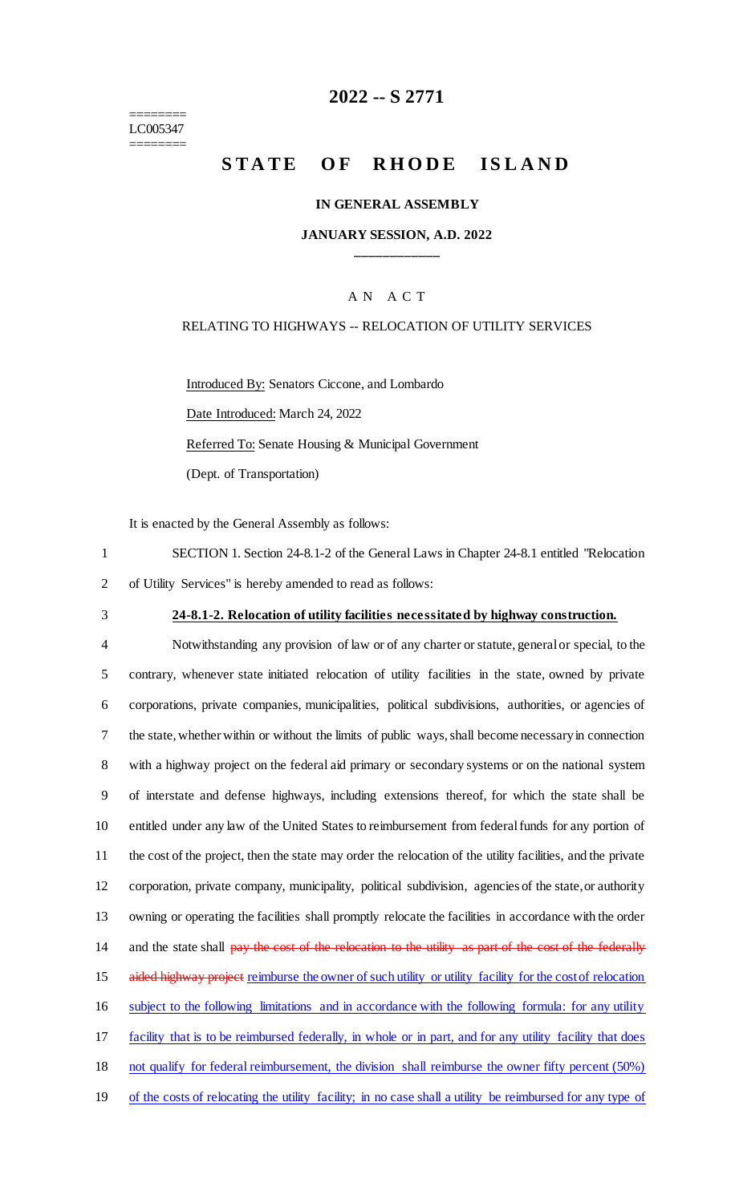========
LC005347
========

# 2022 -- S 2771

# STATE OF RHODE ISLAND

**IN GENERAL ASSEMBLY**

**JANUARY SESSION, A.D. 2022**

A N A C T

RELATING TO HIGHWAYS -- RELOCATION OF UTILITY SERVICES

Introduced By: Senators Ciccone, and Lombardo

Date Introduced: March 24, 2022

Referred To: Senate Housing & Municipal Government

(Dept. of Transportation)

It is enacted by the General Assembly as follows:

1 SECTION 1. Section 24-8.1-2 of the General Laws in Chapter 24-8.1 entitled "Relocation
2 of Utility Services" is hereby amended to read as follows:

3 **24-8.1-2. Relocation of utility facilities necessitated by highway construction.**

4 Notwithstanding any provision of law or of any charter or statute, general or special, to the
5 contrary, whenever state initiated relocation of utility facilities in the state, owned by private
6 corporations, private companies, municipalities, political subdivisions, authorities, or agencies of
7 the state, whether within or without the limits of public ways, shall become necessary in connection
8 with a highway project on the federal aid primary or secondary systems or on the national system
9 of interstate and defense highways, including extensions thereof, for which the state shall be
10 entitled under any law of the United States to reimbursement from federal funds for any portion of
11 the cost of the project, then the state may order the relocation of the utility facilities, and the private
12 corporation, private company, municipality, political subdivision, agencies of the state, or authority
13 owning or operating the facilities shall promptly relocate the facilities in accordance with the order
14 and the state shall ~~pay the cost of the relocation to the utility as part of the cost of the federally~~
15 ~~aided highway project~~ reimburse the owner of such utility or utility facility for the cost of relocation
16 subject to the following limitations and in accordance with the following formula: for any utility
17 facility that is to be reimbursed federally, in whole or in part, and for any utility facility that does
18 not qualify for federal reimbursement, the division shall reimburse the owner fifty percent (50%)
19 of the costs of relocating the utility facility; in no case shall a utility be reimbursed for any type of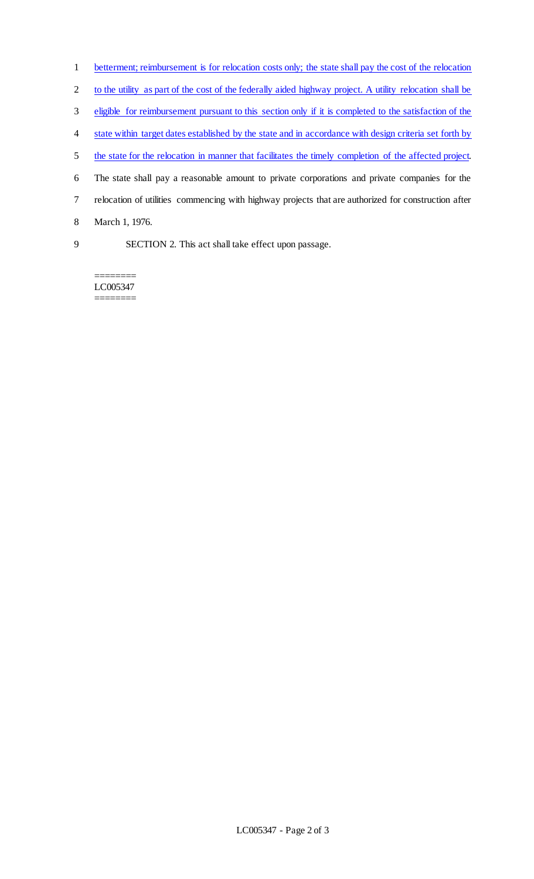betterment; reimbursement is for relocation costs only; the state shall pay the cost of the relocation to the utility as part of the cost of the federally aided highway project. A utility relocation shall be eligible for reimbursement pursuant to this section only if it is completed to the satisfaction of the state within target dates established by the state and in accordance with design criteria set forth by the state for the relocation in manner that facilitates the timely completion of the affected project. The state shall pay a reasonable amount to private corporations and private companies for the relocation of utilities commencing with highway projects that are authorized for construction after March 1, 1976.

SECTION 2. This act shall take effect upon passage.

========
LC005347
========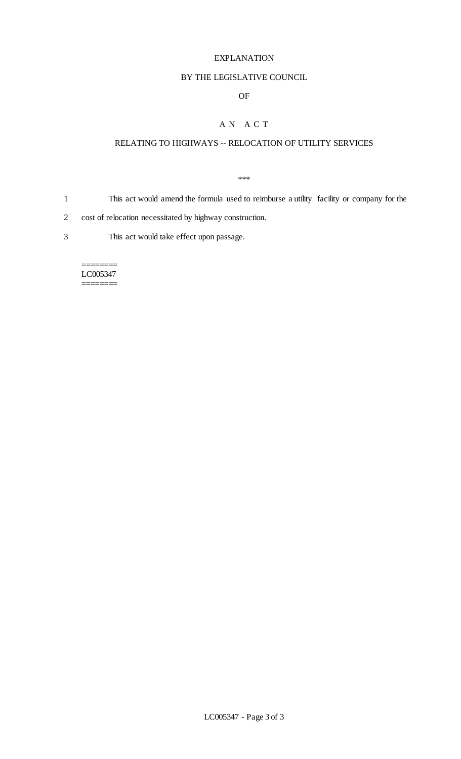EXPLANATION

BY THE LEGISLATIVE COUNCIL

OF

A N A C T

RELATING TO HIGHWAYS -- RELOCATION OF UTILITY SERVICES

\*\*\*

1 This act would amend the formula used to reimburse a utility facility or company for the

2 cost of relocation necessitated by highway construction.

3 This act would take effect upon passage.

========
LC005347
========